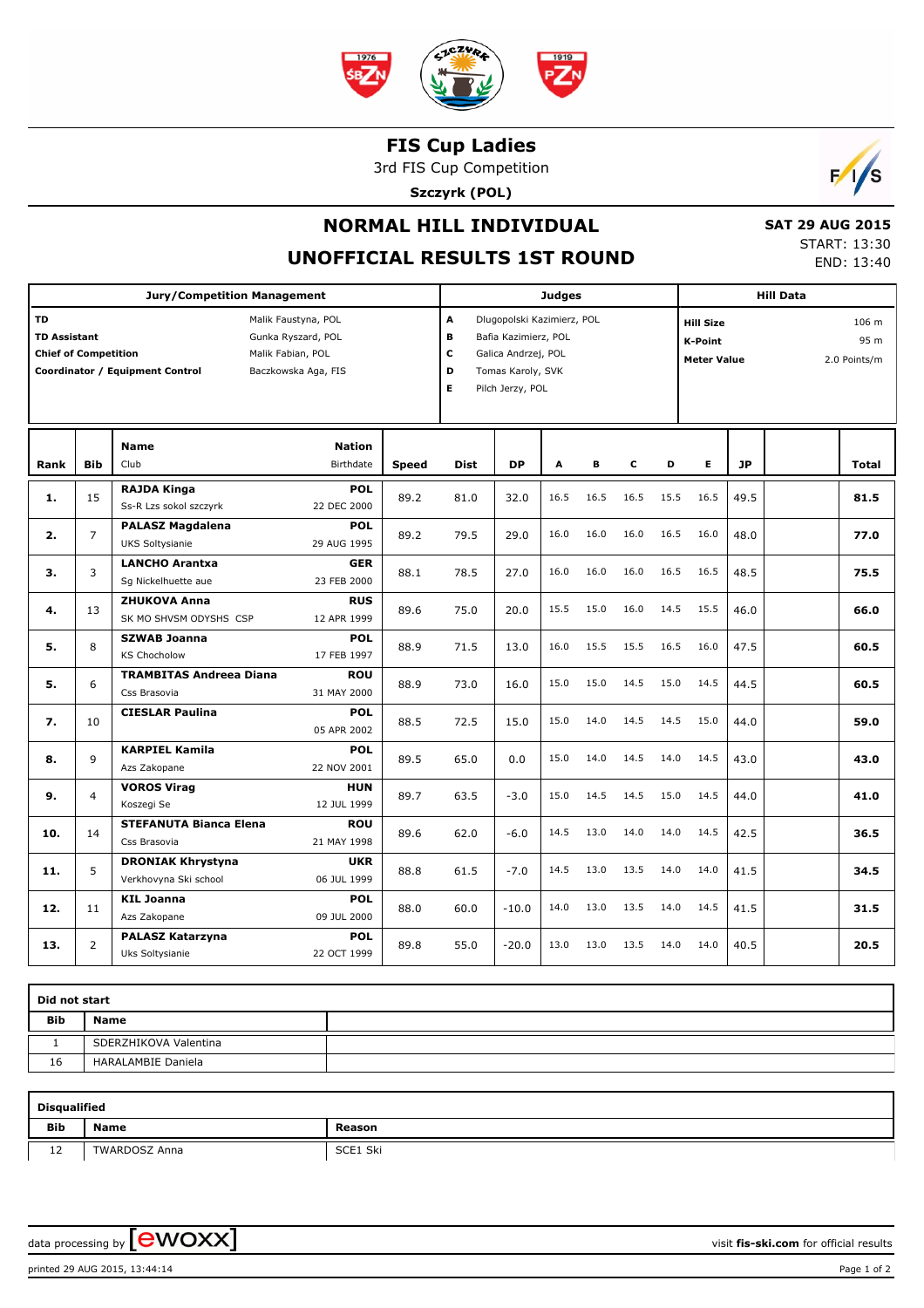# FIS Cup Ladies

3rd FIS Cup Competition

**Szczyrk (POL)**

## NORMAL HILL INDIVIDUAL

## UNOFFICIAL RESULTS 1ST ROUND

**SAT 29 AUG 2015**
START: 13:30
END: 13:40

| Jury/Competition Management | | Judges | | Hill Data | |
|---|---|---|---|---|---|
| **TD** | Malik Faustyna, POL | **A** | Dlugopolski Kazimierz, POL | **Hill Size** | 106 m |
| **TD Assistant** | Gunka Ryszard, POL | **B** | Bafia Kazimierz, POL | **K-Point** | 95 m |
| **Chief of Competition** | Malik Fabian, POL | **C** | Galica Andrzej, POL | **Meter Value** | 2.0 Points/m |
| **Coordinator / Equipment Control** | Baczkowska Aga, FIS | **D** | Tomas Karoly, SVK | | |
| | | **E** | Pilch Jerzy, POL | | |

| Rank | Bib | Name / Club | Nation / Birthdate | Speed | Dist | DP | A | B | C | D | E | JP | Total |
|---|---|---|---|---|---|---|---|---|---|---|---|---|---|
| **1.** | 15 | **RAJDA Kinga**<br>Ss-R Lzs sokol szczyrk | **POL**<br>22 DEC 2000 | 89.2 | 81.0 | 32.0 | 16.5 | 16.5 | 16.5 | 15.5 | 16.5 | 49.5 | **81.5** |
| **2.** | 7 | **PALASZ Magdalena**<br>UKS Soltysianie | **POL**<br>29 AUG 1995 | 89.2 | 79.5 | 29.0 | 16.0 | 16.0 | 16.0 | 16.5 | 16.0 | 48.0 | **77.0** |
| **3.** | 3 | **LANCHO Arantxa**<br>Sg Nickelhuette aue | **GER**<br>23 FEB 2000 | 88.1 | 78.5 | 27.0 | 16.0 | 16.0 | 16.0 | 16.5 | 16.5 | 48.5 | **75.5** |
| **4.** | 13 | **ZHUKOVA Anna**<br>SK MO SHVSM ODYSHS CSP | **RUS**<br>12 APR 1999 | 89.6 | 75.0 | 20.0 | 15.5 | 15.0 | 16.0 | 14.5 | 15.5 | 46.0 | **66.0** |
| **5.** | 8 | **SZWAB Joanna**<br>KS Chocholow | **POL**<br>17 FEB 1997 | 88.9 | 71.5 | 13.0 | 16.0 | 15.5 | 15.5 | 16.5 | 16.0 | 47.5 | **60.5** |
| **5.** | 6 | **TRAMBITAS Andreea Diana**<br>Css Brasovia | **ROU**<br>31 MAY 2000 | 88.9 | 73.0 | 16.0 | 15.0 | 15.0 | 14.5 | 15.0 | 14.5 | 44.5 | **60.5** |
| **7.** | 10 | **CIESLAR Paulina** | **POL**<br>05 APR 2002 | 88.5 | 72.5 | 15.0 | 15.0 | 14.0 | 14.5 | 14.5 | 15.0 | 44.0 | **59.0** |
| **8.** | 9 | **KARPIEL Kamila**<br>Azs Zakopane | **POL**<br>22 NOV 2001 | 89.5 | 65.0 | 0.0 | 15.0 | 14.0 | 14.5 | 14.0 | 14.5 | 43.0 | **43.0** |
| **9.** | 4 | **VOROS Virag**<br>Koszegi Se | **HUN**<br>12 JUL 1999 | 89.7 | 63.5 | -3.0 | 15.0 | 14.5 | 14.5 | 15.0 | 14.5 | 44.0 | **41.0** |
| **10.** | 14 | **STEFANUTA Bianca Elena**<br>Css Brasovia | **ROU**<br>21 MAY 1998 | 89.6 | 62.0 | -6.0 | 14.5 | 13.0 | 14.0 | 14.0 | 14.5 | 42.5 | **36.5** |
| **11.** | 5 | **DRONIAK Khrystyna**<br>Verkhovyna Ski school | **UKR**<br>06 JUL 1999 | 88.8 | 61.5 | -7.0 | 14.5 | 13.0 | 13.5 | 14.0 | 14.0 | 41.5 | **34.5** |
| **12.** | 11 | **KIL Joanna**<br>Azs Zakopane | **POL**<br>09 JUL 2000 | 88.0 | 60.0 | -10.0 | 14.0 | 13.0 | 13.5 | 14.0 | 14.5 | 41.5 | **31.5** |
| **13.** | 2 | **PALASZ Katarzyna**<br>Uks Soltysianie | **POL**<br>22 OCT 1999 | 89.8 | 55.0 | -20.0 | 13.0 | 13.0 | 13.5 | 14.0 | 14.0 | 40.5 | **20.5** |

**Did not start**

| Bib | Name |
|---|---|
| 1 | SDERZHIKOVA Valentina |
| 16 | HARALAMBIE Daniela |

**Disqualified**

| Bib | Name | Reason |
|---|---|---|
| 12 | TWARDOSZ Anna | SCE1 Ski |

data processing by ewoxx — visit **fis-ski.com** for official results

printed 29 AUG 2015, 13:44:14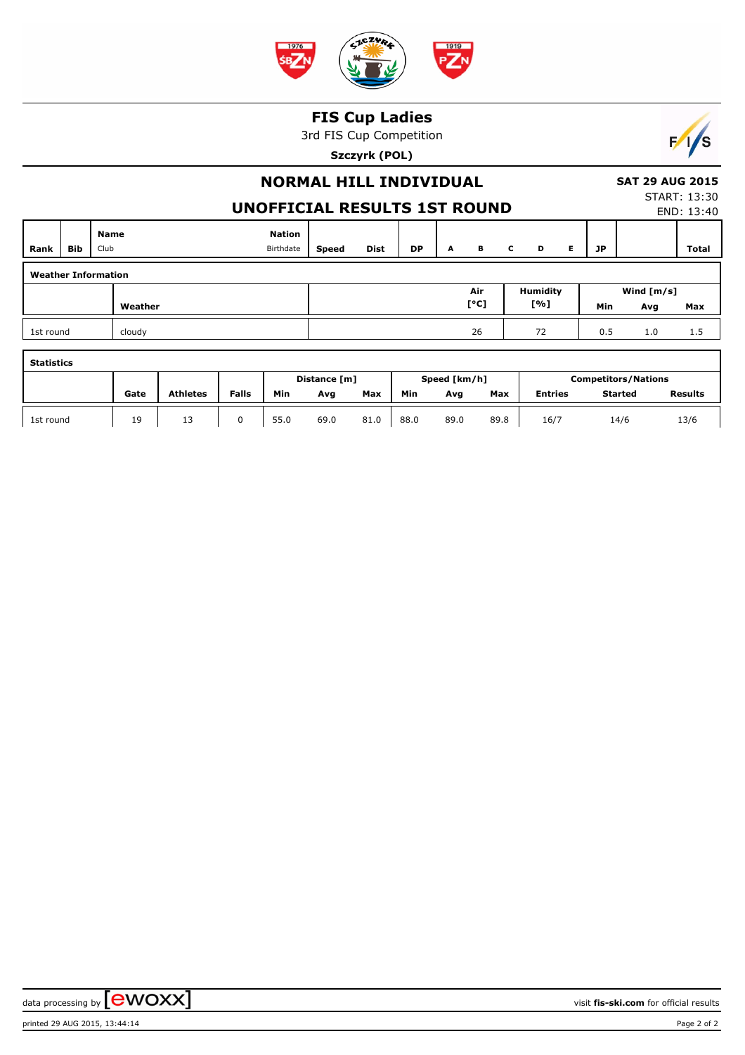# FIS Cup Ladies

3rd FIS Cup Competition

**Szczyrk (POL)**

## NORMAL HILL INDIVIDUAL

**SAT 29 AUG 2015**

START: 13:30

END: 13:40

## UNOFFICIAL RESULTS 1ST ROUND

| Rank | Bib | Name<br>Club | Nation<br>Birthdate | Speed | Dist | DP | A | B | C | D | E | JP | | Total |
|---|---|---|---|---|---|---|---|---|---|---|---|---|---|---|

**Weather Information**

| | Weather | Air [°C] | Humidity [%] | Wind [m/s] Min | Avg | Max |
|---|---|---|---|---|---|---|
| 1st round | cloudy | 26 | 72 | 0.5 | 1.0 | 1.5 |

**Statistics**

| | Gate | Athletes | Falls | Distance [m] Min | Avg | Max | Speed [km/h] Min | Avg | Max | Competitors/Nations Entries | Started | Results |
|---|---|---|---|---|---|---|---|---|---|---|---|---|
| 1st round | 19 | 13 | 0 | 55.0 | 69.0 | 81.0 | 88.0 | 89.0 | 89.8 | 16/7 | 14/6 | 13/6 |

data processing by [ewoxx] visit **fis-ski.com** for official results

printed 29 AUG 2015, 13:44:14